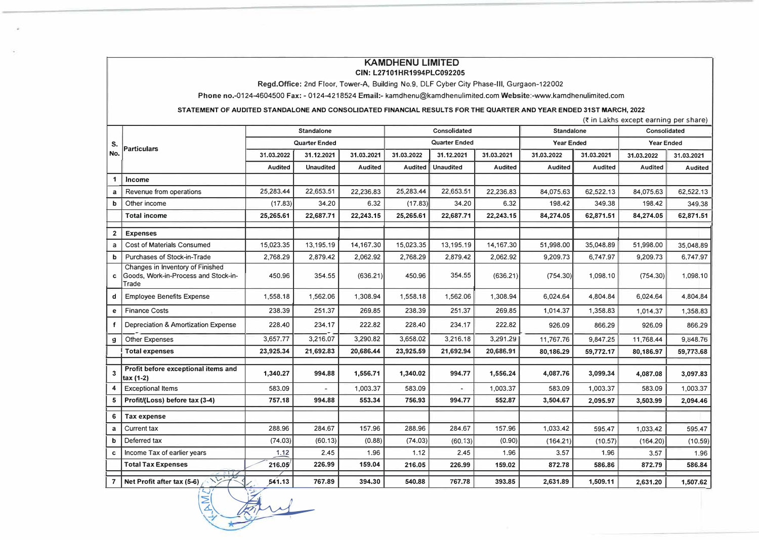# KAMDHENU LIMITED

**CIN: L27101HR1994PLC092205**

**Regd.Office:** 2nd Floor, Tower-A, Building No.9, DLF Cyber City Phase-III, Gurgaon-122002

**Phone no.**-0124-4604500 **Fax:** - 0124-4218524 **Email:**- kamdhenu@kamdhenulimited.com **Website**:-www.kamdhenulimited.com

**STATEMENT OF AUDITED STANDALONE AND CONSOLIDATED FINANCIAL RESULTS FOR THE QUARTER AND YEAR ENDED 31ST MARCH, 2022**

(₹ in Lakhs except earning per share)

| S. No. | Particulars | Standalone | | | Consolidated | | | Standalone | | Consolidated | |
|---|---|---|---|---|---|---|---|---|---|---|---|
| | | Quarter Ended | | | Quarter Ended | | | Year Ended | | Year Ended | |
| | | 31.03.2022 | 31.12.2021 | 31.03.2021 | 31.03.2022 | 31.12.2021 | 31.03.2021 | 31.03.2022 | 31.03.2021 | 31.03.2022 | 31.03.2021 |
| | | Audited | Unaudited | Audited | Audited | Unaudited | Audited | Audited | Audited | Audited | Audited |
| 1 | **Income** | | | | | | | | | | |
| a | Revenue from operations | 25,283.44 | 22,653.51 | 22,236.83 | 25,283.44 | 22,653.51 | 22,236.83 | 84,075.63 | 62,522.13 | 84,075.63 | 62,522.13 |
| b | Other income | (17.83) | 34.20 | 6.32 | (17.83) | 34.20 | 6.32 | 198.42 | 349.38 | 198.42 | 349.38 |
| | **Total income** | **25,265.61** | **22,687.71** | **22,243.15** | **25,265.61** | **22,687.71** | **22,243.15** | **84,274.05** | **62,871.51** | **84,274.05** | **62,871.51** |
| 2 | **Expenses** | | | | | | | | | | |
| a | Cost of Materials Consumed | 15,023.35 | 13,195.19 | 14,167.30 | 15,023.35 | 13,195.19 | 14,167.30 | 51,998.00 | 35,048.89 | 51,998.00 | 35,048.89 |
| b | Purchases of Stock-in-Trade | 2,768.29 | 2,879.42 | 2,062.92 | 2,768.29 | 2,879.42 | 2,062.92 | 9,209.73 | 6,747.97 | 9,209.73 | 6,747.97 |
| c | Changes in Inventory of Finished Goods, Work-in-Process and Stock-in-Trade | 450.96 | 354.55 | (636.21) | 450.96 | 354.55 | (636.21) | (754.30) | 1,098.10 | (754.30) | 1,098.10 |
| d | Employee Benefits Expense | 1,558.18 | 1,562.06 | 1,308.94 | 1,558.18 | 1,562.06 | 1,308.94 | 6,024.64 | 4,804.84 | 6,024.64 | 4,804.84 |
| e | Finance Costs | 238.39 | 251.37 | 269.85 | 238.39 | 251.37 | 269.85 | 1,014.37 | 1,358.83 | 1,014.37 | 1,358.83 |
| f | Depreciation & Amortization Expense | 228.40 | 234.17 | 222.82 | 228.40 | 234.17 | 222.82 | 926.09 | 866.29 | 926.09 | 866.29 |
| g | Other Expenses | 3,657.77 | 3,216.07 | 3,290.82 | 3,658.02 | 3,216.18 | 3,291.29 | 11,767.76 | 9,847.25 | 11,768.44 | 9,848.76 |
| | **Total expenses** | **23,925.34** | **21,692.83** | **20,686.44** | **23,925.59** | **21,692.94** | **20,686.91** | **80,186.29** | **59,772.17** | **80,186.97** | **59,773.68** |
| 3 | **Profit before exceptional items and tax (1-2)** | **1,340.27** | **994.88** | **1,556.71** | **1,340.02** | **994.77** | **1,556.24** | **4,087.76** | **3,099.34** | **4,087.08** | **3,097.83** |
| 4 | Exceptional Items | 583.09 | - | 1,003.37 | 583.09 | - | 1,003.37 | 583.09 | 1,003.37 | 583.09 | 1,003.37 |
| 5 | **Profit/(Loss) before tax (3-4)** | **757.18** | **994.88** | **553.34** | **756.93** | **994.77** | **552.87** | **3,504.67** | **2,095.97** | **3,503.99** | **2,094.46** |
| 6 | **Tax expense** | | | | | | | | | | |
| a | Current tax | 288.96 | 284.67 | 157.96 | 288.96 | 284.67 | 157.96 | 1,033.42 | 595.47 | 1,033.42 | 595.47 |
| b | Deferred tax | (74.03) | (60.13) | (0.88) | (74.03) | (60.13) | (0.90) | (164.21) | (10.57) | (164.20) | (10.59) |
| c | Income Tax of earlier years | 1.12 | 2.45 | 1.96 | 1.12 | 2.45 | 1.96 | 3.57 | 1.96 | 3.57 | 1.96 |
| | **Total Tax Expenses** | **216.05** | **226.99** | **159.04** | **216.05** | **226.99** | **159.02** | **872.78** | **586.86** | **872.79** | **586.84** |
| 7 | **Net Profit after tax (5-6)** | **541.13** | **767.89** | **394.30** | **540.88** | **767.78** | **393.85** | **2,631.89** | **1,509.11** | **2,631.20** | **1,507.62** |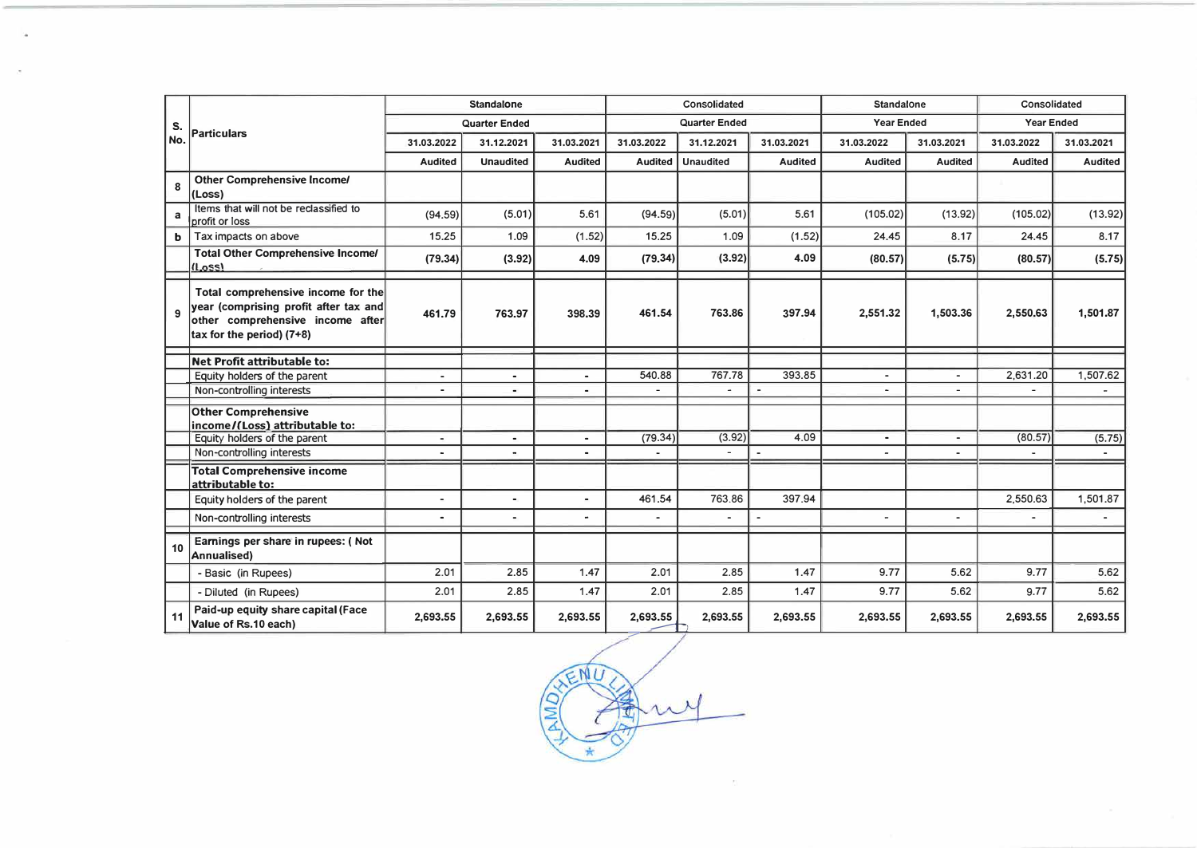| S. No. | Particulars | Standalone | | | Consolidated | | | Standalone | | Consolidated | |
|---|---|---|---|---|---|---|---|---|---|---|---|
| | | Quarter Ended | | | Quarter Ended | | | Year Ended | | Year Ended | |
| | | 31.03.2022 | 31.12.2021 | 31.03.2021 | 31.03.2022 | 31.12.2021 | 31.03.2021 | 31.03.2022 | 31.03.2021 | 31.03.2022 | 31.03.2021 |
| | | Audited | Unaudited | Audited | Audited | Unaudited | Audited | Audited | Audited | Audited | Audited |
| 8 | **Other Comprehensive Income/ (Loss)** | | | | | | | | | | |
| a | Items that will not be reclassified to profit or loss | (94.59) | (5.01) | 5.61 | (94.59) | (5.01) | 5.61 | (105.02) | (13.92) | (105.02) | (13.92) |
| b | Tax impacts on above | 15.25 | 1.09 | (1.52) | 15.25 | 1.09 | (1.52) | 24.45 | 8.17 | 24.45 | 8.17 |
| | **Total Other Comprehensive Income/ (Loss)** | **(79.34)** | **(3.92)** | **4.09** | **(79.34)** | **(3.92)** | **4.09** | **(80.57)** | **(5.75)** | **(80.57)** | **(5.75)** |
| 9 | **Total comprehensive income for the year (comprising profit after tax and other comprehensive income after tax for the period) (7+8)** | **461.79** | **763.97** | **398.39** | **461.54** | **763.86** | **397.94** | **2,551.32** | **1,503.36** | **2,550.63** | **1,501.87** |
| | **Net Profit attributable to:** | | | | | | | | | | |
| | Equity holders of the parent | - | - | - | 540.88 | 767.78 | 393.85 | - | - | 2,631.20 | 1,507.62 |
| | Non-controlling interests | - | - | - | - | - | - | - | - | - | - |
| | **Other Comprehensive income/(Loss) attributable to:** | | | | | | | | | | |
| | Equity holders of the parent | - | - | - | (79.34) | (3.92) | 4.09 | - | - | (80.57) | (5.75) |
| | Non-controlling interests | - | - | - | - | - | - | - | - | - | - |
| | **Total Comprehensive income attributable to:** | | | | | | | | | | |
| | Equity holders of the parent | - | - | - | 461.54 | 763.86 | 397.94 | | | 2,550.63 | 1,501.87 |
| | Non-controlling interests | - | - | - | - | - | - | - | - | - | - |
| 10 | **Earnings per share in rupees: ( Not Annualised)** | | | | | | | | | | |
| | - Basic (in Rupees) | 2.01 | 2.85 | 1.47 | 2.01 | 2.85 | 1.47 | 9.77 | 5.62 | 9.77 | 5.62 |
| | - Diluted (in Rupees) | 2.01 | 2.85 | 1.47 | 2.01 | 2.85 | 1.47 | 9.77 | 5.62 | 9.77 | 5.62 |
| 11 | **Paid-up equity share capital (Face Value of Rs.10 each)** | **2,693.55** | **2,693.55** | **2,693.55** | **2,693.55** | **2,693.55** | **2,693.55** | **2,693.55** | **2,693.55** | **2,693.55** | **2,693.55** |

KAMDHENU LIMITED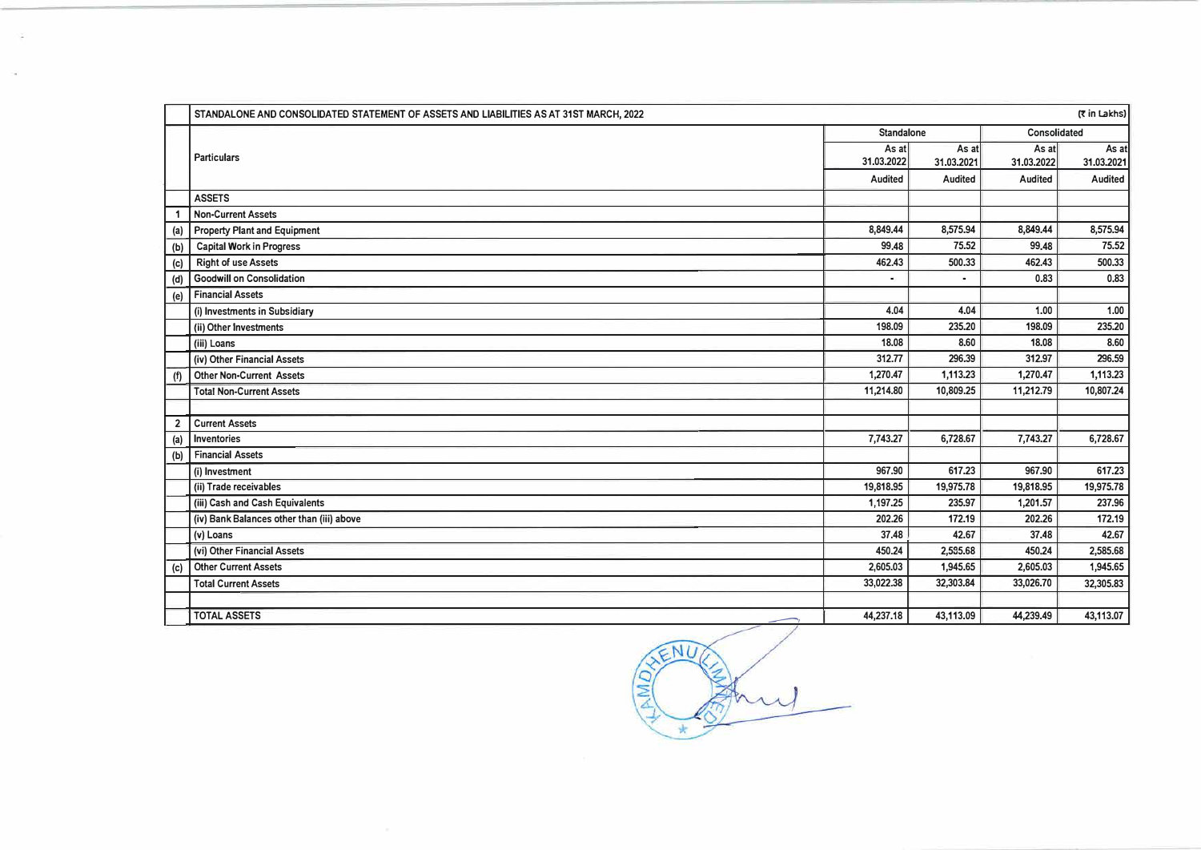| | STANDALONE AND CONSOLIDATED STATEMENT OF ASSETS AND LIABILITIES AS AT 31ST MARCH, 2022 | | | | (₹ in Lakhs) |
|---|---|---|---|---|---|
| | Particulars | Standalone | | Consolidated | |
| | | As at 31.03.2022 | As at 31.03.2021 | As at 31.03.2022 | As at 31.03.2021 |
| | | Audited | Audited | Audited | Audited |
| | ASSETS | | | | |
| 1 | Non-Current Assets | | | | |
| (a) | Property Plant and Equipment | 8,849.44 | 8,575.94 | 8,849.44 | 8,575.94 |
| (b) | Capital Work in Progress | 99.48 | 75.52 | 99.48 | 75.52 |
| (c) | Right of use Assets | 462.43 | 500.33 | 462.43 | 500.33 |
| (d) | Goodwill on Consolidation | - | - | 0.83 | 0.83 |
| (e) | Financial Assets | | | | |
| | (i) Investments in Subsidiary | 4.04 | 4.04 | 1.00 | 1.00 |
| | (ii) Other Investments | 198.09 | 235.20 | 198.09 | 235.20 |
| | (iii) Loans | 18.08 | 8.60 | 18.08 | 8.60 |
| | (iv) Other Financial Assets | 312.77 | 296.39 | 312.97 | 296.59 |
| (f) | Other Non-Current Assets | 1,270.47 | 1,113.23 | 1,270.47 | 1,113.23 |
| | Total Non-Current Assets | 11,214.80 | 10,809.25 | 11,212.79 | 10,807.24 |
| | | | | | |
| 2 | Current Assets | | | | |
| (a) | Inventories | 7,743.27 | 6,728.67 | 7,743.27 | 6,728.67 |
| (b) | Financial Assets | | | | |
| | (i) Investment | 967.90 | 617.23 | 967.90 | 617.23 |
| | (ii) Trade receivables | 19,818.95 | 19,975.78 | 19,818.95 | 19,975.78 |
| | (iii) Cash and Cash Equivalents | 1,197.25 | 235.97 | 1,201.57 | 237.96 |
| | (iv) Bank Balances other than (iii) above | 202.26 | 172.19 | 202.26 | 172.19 |
| | (v) Loans | 37.48 | 42.67 | 37.48 | 42.67 |
| | (vi) Other Financial Assets | 450.24 | 2,585.68 | 450.24 | 2,585.68 |
| (c) | Other Current Assets | 2,605.03 | 1,945.65 | 2,605.03 | 1,945.65 |
| | Total Current Assets | 33,022.38 | 32,303.84 | 33,026.70 | 32,305.83 |
| | | | | | |
| | TOTAL ASSETS | 44,237.18 | 43,113.09 | 44,239.49 | 43,113.07 |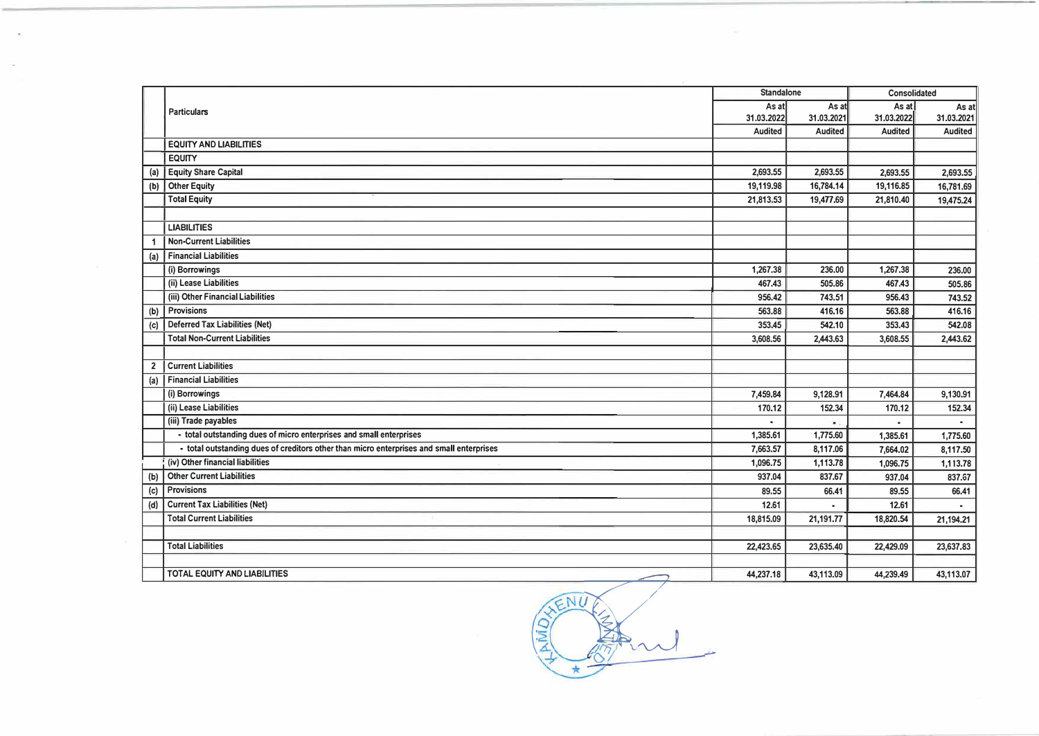| | Particulars | Standalone | | Consolidated | |
|---|---|---|---|---|---|
| | | As at 31.03.2022 | As at 31.03.2021 | As at 31.03.2022 | As at 31.03.2021 |
| | | Audited | Audited | Audited | Audited |
| | **EQUITY AND LIABILITIES** | | | | |
| | **EQUITY** | | | | |
| (a) | Equity Share Capital | 2,693.55 | 2,693.55 | 2,693.55 | 2,693.55 |
| (b) | Other Equity | 19,119.98 | 16,784.14 | 19,116.85 | 16,781.69 |
| | **Total Equity** | 21,813.53 | 19,477.69 | 21,810.40 | 19,475.24 |
| | | | | | |
| | **LIABILITIES** | | | | |
| 1 | **Non-Current Liabilities** | | | | |
| (a) | Financial Liabilities | | | | |
| | (i) Borrowings | 1,267.38 | 236.00 | 1,267.38 | 236.00 |
| | (ii) Lease Liabilities | 467.43 | 505.86 | 467.43 | 505.86 |
| | (iii) Other Financial Liabilities | 956.42 | 743.51 | 956.43 | 743.52 |
| (b) | Provisions | 563.88 | 416.16 | 563.88 | 416.16 |
| (c) | Deferred Tax Liabilities (Net) | 353.45 | 542.10 | 353.43 | 542.08 |
| | **Total Non-Current Liabilities** | 3,608.56 | 2,443.63 | 3,608.55 | 2,443.62 |
| | | | | | |
| 2 | **Current Liabilities** | | | | |
| (a) | Financial Liabilities | | | | |
| | (i) Borrowings | 7,459.84 | 9,128.91 | 7,464.84 | 9,130.91 |
| | (ii) Lease Liabilities | 170.12 | 152.34 | 170.12 | 152.34 |
| | (iii) Trade payables | - | - | - | - |
| | - total outstanding dues of micro enterprises and small enterprises | 1,385.61 | 1,775.60 | 1,385.61 | 1,775.60 |
| | - total outstanding dues of creditors other than micro enterprises and small enterprises | 7,663.57 | 8,117.06 | 7,664.02 | 8,117.50 |
| | (iv) Other financial liabilities | 1,096.75 | 1,113.78 | 1,096.75 | 1,113.78 |
| (b) | Other Current Liabilities | 937.04 | 837.67 | 937.04 | 837.67 |
| (c) | Provisions | 89.55 | 66.41 | 89.55 | 66.41 |
| (d) | Current Tax Liabilities (Net) | 12.61 | - | 12.61 | - |
| | **Total Current Liabilities** | 18,815.09 | 21,191.77 | 18,820.54 | 21,194.21 |
| | | | | | |
| | **Total Liabilities** | 22,423.65 | 23,635.40 | 22,429.09 | 23,637.83 |
| | | | | | |
| | **TOTAL EQUITY AND LIABILITIES** | 44,237.18 | 43,113.09 | 44,239.49 | 43,113.07 |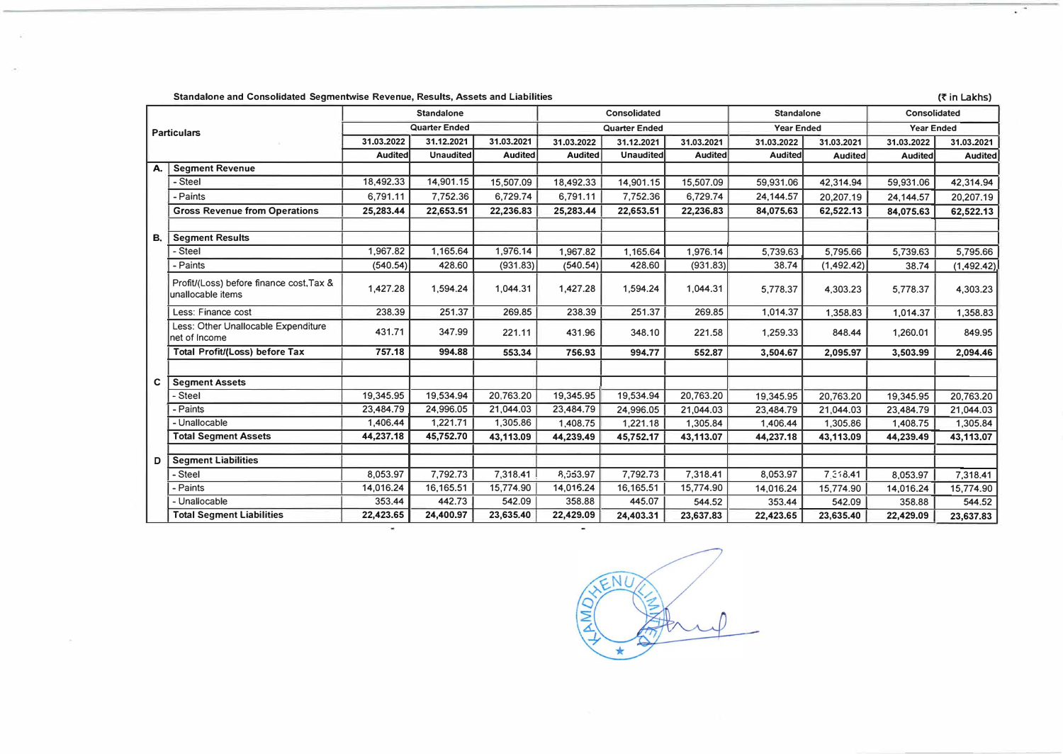**Standalone and Consolidated Segmentwise Revenue, Results, Assets and Liabilities**

(₹ in Lakhs)

| | Particulars | Standalone | | | Consolidated | | | Standalone | | Consolidated | |
|---|---|---|---|---|---|---|---|---|---|---|---|
| | | Quarter Ended | | | Quarter Ended | | | Year Ended | | Year Ended | |
| | | 31.03.2022 | 31.12.2021 | 31.03.2021 | 31.03.2022 | 31.12.2021 | 31.03.2021 | 31.03.2022 | 31.03.2021 | 31.03.2022 | 31.03.2021 |
| | | Audited | Unaudited | Audited | Audited | Unaudited | Audited | Audited | Audited | Audited | Audited |
| A. | **Segment Revenue** | | | | | | | | | | |
| | - Steel | 18,492.33 | 14,901.15 | 15,507.09 | 18,492.33 | 14,901.15 | 15,507.09 | 59,931.06 | 42,314.94 | 59,931.06 | 42,314.94 |
| | - Paints | 6,791.11 | 7,752.36 | 6,729.74 | 6,791.11 | 7,752.36 | 6,729.74 | 24,144.57 | 20,207.19 | 24,144.57 | 20,207.19 |
| | **Gross Revenue from Operations** | **25,283.44** | **22,653.51** | **22,236.83** | **25,283.44** | **22,653.51** | **22,236.83** | **84,075.63** | **62,522.13** | **84,075.63** | **62,522.13** |
| B. | **Segment Results** | | | | | | | | | | |
| | - Steel | 1,967.82 | 1,165.64 | 1,976.14 | 1,967.82 | 1,165.64 | 1,976.14 | 5,739.63 | 5,795.66 | 5,739.63 | 5,795.66 |
| | - Paints | (540.54) | 428.60 | (931.83) | (540.54) | 428.60 | (931.83) | 38.74 | (1,492.42) | 38.74 | (1,492.42) |
| | Profit/(Loss) before finance cost,Tax & unallocable items | 1,427.28 | 1,594.24 | 1,044.31 | 1,427.28 | 1,594.24 | 1,044.31 | 5,778.37 | 4,303.23 | 5,778.37 | 4,303.23 |
| | Less: Finance cost | 238.39 | 251.37 | 269.85 | 238.39 | 251.37 | 269.85 | 1,014.37 | 1,358.83 | 1,014.37 | 1,358.83 |
| | Less: Other Unallocable Expenditure net of Income | 431.71 | 347.99 | 221.11 | 431.96 | 348.10 | 221.58 | 1,259.33 | 848.44 | 1,260.01 | 849.95 |
| | **Total Profit/(Loss) before Tax** | **757.18** | **994.88** | **553.34** | **756.93** | **994.77** | **552.87** | **3,504.67** | **2,095.97** | **3,503.99** | **2,094.46** |
| C | **Segment Assets** | | | | | | | | | | |
| | - Steel | 19,345.95 | 19,534.94 | 20,763.20 | 19,345.95 | 19,534.94 | 20,763.20 | 19,345.95 | 20,763.20 | 19,345.95 | 20,763.20 |
| | - Paints | 23,484.79 | 24,996.05 | 21,044.03 | 23,484.79 | 24,996.05 | 21,044.03 | 23,484.79 | 21,044.03 | 23,484.79 | 21,044.03 |
| | - Unallocable | 1,406.44 | 1,221.71 | 1,305.86 | 1,408.75 | 1,221.18 | 1,305.84 | 1,406.44 | 1,305.86 | 1,408.75 | 1,305.84 |
| | **Total Segment Assets** | **44,237.18** | **45,752.70** | **43,113.09** | **44,239.49** | **45,752.17** | **43,113.07** | **44,237.18** | **43,113.09** | **44,239.49** | **43,113.07** |
| D | **Segment Liabilities** | | | | | | | | | | |
| | - Steel | 8,053.97 | 7,792.73 | 7,318.41 | 8,053.97 | 7,792.73 | 7,318.41 | 8,053.97 | 7,318.41 | 8,053.97 | 7,318.41 |
| | - Paints | 14,016.24 | 16,165.51 | 15,774.90 | 14,016.24 | 16,165.51 | 15,774.90 | 14,016.24 | 15,774.90 | 14,016.24 | 15,774.90 |
| | - Unallocable | 353.44 | 442.73 | 542.09 | 358.88 | 445.07 | 544.52 | 353.44 | 542.09 | 358.88 | 544.52 |
| | **Total Segment Liabilities** | **22,423.65** | **24,400.97** | **23,635.40** | **22,429.09** | **24,403.31** | **23,637.83** | **22,423.65** | **23,635.40** | **22,429.09** | **23,637.83** |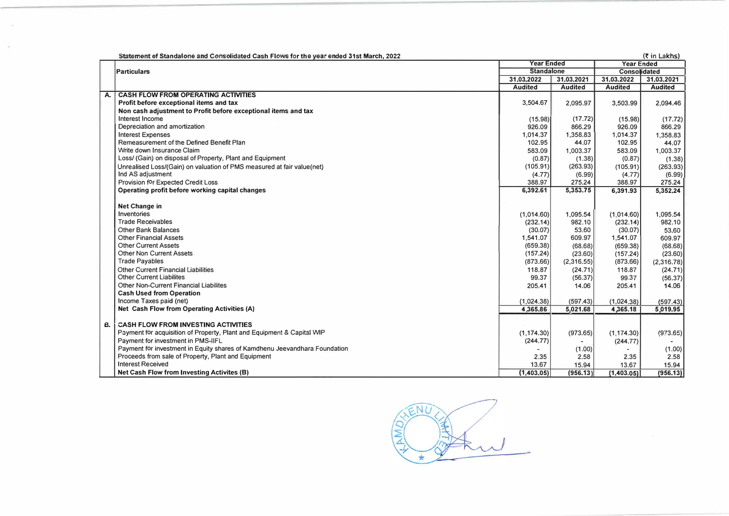**Statement of Standalone and Consolidated Cash Flows for the year ended 31st March, 2022**

(₹ in Lakhs)

| | Particulars | Year Ended Standalone | | Year Ended Consolidated | |
|---|---|---|---|---|---|
| | | 31.03.2022 | 31.03.2021 | 31.03.2022 | 31.03.2021 |
| | | Audited | Audited | Audited | Audited |
| **A.** | **CASH FLOW FROM OPERATING ACTIVITIES** | | | | |
| | **Profit before exceptional items and tax** | 3,504.67 | 2,095.97 | 3,503.99 | 2,094.46 |
| | **Non cash adjustment to Profit before exceptional items and tax** | | | | |
| | Interest Income | (15.98) | (17.72) | (15.98) | (17.72) |
| | Depreciation and amortization | 926.09 | 866.29 | 926.09 | 866.29 |
| | Interest Expenses | 1,014.37 | 1,358.83 | 1,014.37 | 1,358.83 |
| | Remeasurement of the Defined Benefit Plan | 102.95 | 44.07 | 102.95 | 44.07 |
| | Write down Insurance Claim | 583.09 | 1,003.37 | 583.09 | 1,003.37 |
| | Loss/ (Gain) on disposal of Property, Plant and Equipment | (0.87) | (1.38) | (0.87) | (1.38) |
| | Unrealised Loss/(Gain) on valuation of PMS measured at fair value(net) | (105.91) | (263.93) | (105.91) | (263.93) |
| | Ind AS adjustment | (4.77) | (6.99) | (4.77) | (6.99) |
| | Provision for Expected Credit Loss | 388.97 | 275.24 | 388.97 | 275.24 |
| | **Operating profit before working capital changes** | **6,392.61** | **5,353.75** | **6,391.93** | **5,352.24** |
| | **Net Change in** | | | | |
| | Inventories | (1,014.60) | 1,095.54 | (1,014.60) | 1,095.54 |
| | Trade Receivables | (232.14) | 982.10 | (232.14) | 982.10 |
| | Other Bank Balances | (30.07) | 53.60 | (30.07) | 53.60 |
| | Other Financial Assets | 1,541.07 | 609.97 | 1,541.07 | 609.97 |
| | Other Current Assets | (659.38) | (68.68) | (659.38) | (68.68) |
| | Other Non Current Assets | (157.24) | (23.60) | (157.24) | (23.60) |
| | Trade Payables | (873.66) | (2,316.55) | (873.66) | (2,316.78) |
| | Other Current Financial Liabilities | 118.87 | (24.71) | 118.87 | (24.71) |
| | Other Current Liabilites | 99.37 | (56.37) | 99.37 | (56.37) |
| | Other Non-Current Financial Liabilites | 205.41 | 14.06 | 205.41 | 14.06 |
| | **Cash Used from Operation** | | | | |
| | Income Taxes paid (net) | (1,024.38) | (597.43) | (1,024.38) | (597.43) |
| | **Net Cash Flow from Operating Activities (A)** | **4,365.86** | **5,021.68** | **4,365.18** | **5,019.95** |
| **B.** | **CASH FLOW FROM INVESTING ACTIVITIES** | | | | |
| | Payment for acquisition of Property, Plant and Equipment & Capital WIP | (1,174.30) | (973.65) | (1,174.30) | (973.65) |
| | Payment for investment in PMS-IIFL | (244.77) | - | (244.77) | - |
| | Payment for investment in Equity shares of Kamdhenu Jeevandhara Foundation | - | (1.00) | - | (1.00) |
| | Proceeds from sale of Property, Plant and Equipment | 2.35 | 2.58 | 2.35 | 2.58 |
| | Interest Received | 13.67 | 15.94 | 13.67 | 15.94 |
| | **Net Cash Flow from Investing Activites (B)** | **(1,403.05)** | **(956.13)** | **(1,403.05)** | **(956.13)** |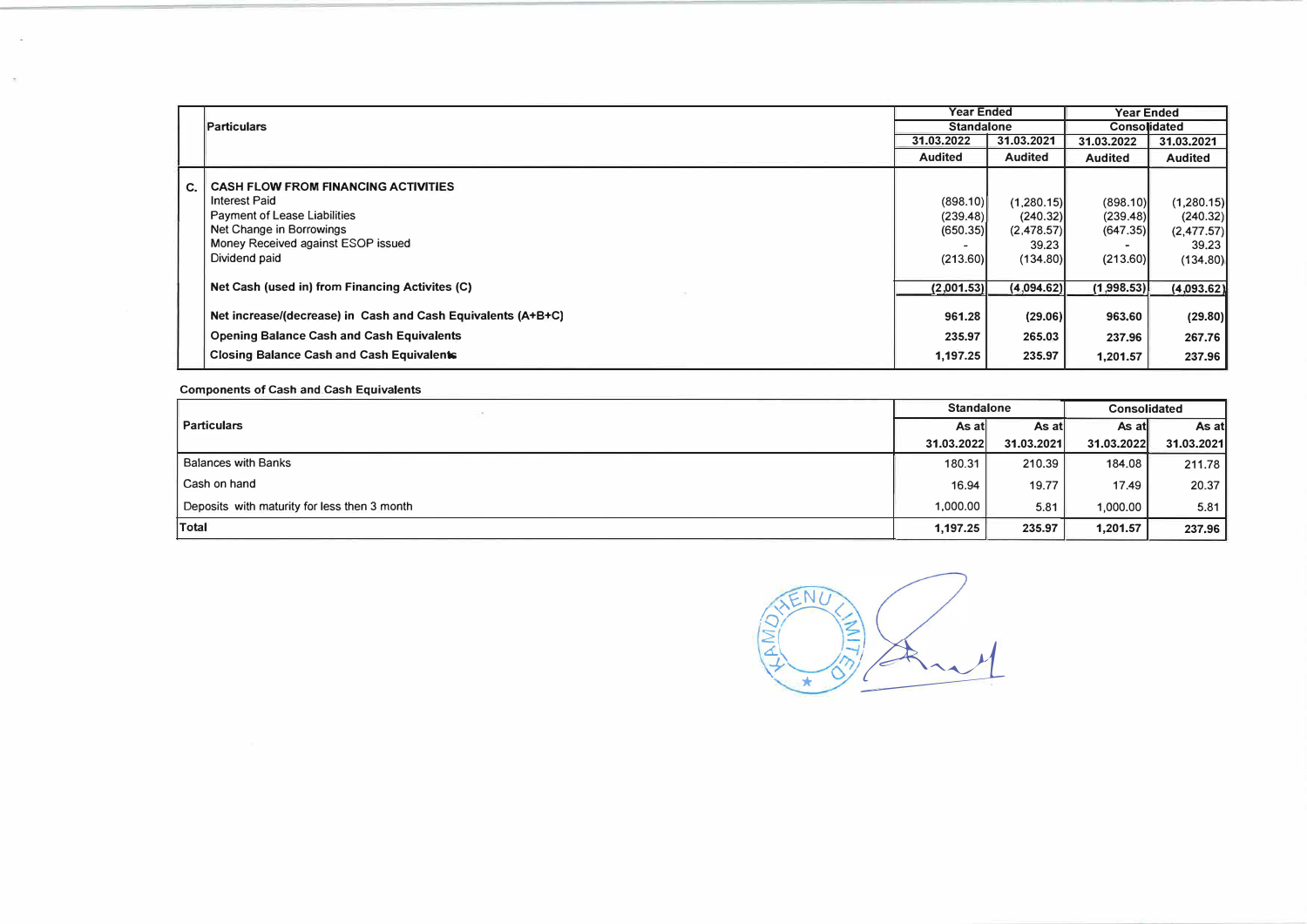| | Particulars | Year Ended | | Year Ended | |
|---|---|---|---|---|---|
| | | Standalone | | Consolidated | |
| | | 31.03.2022 | 31.03.2021 | 31.03.2022 | 31.03.2021 |
| | | Audited | Audited | Audited | Audited |
| C. | **CASH FLOW FROM FINANCING ACTIVITIES** | | | | |
| | Interest Paid | (898.10) | (1,280.15) | (898.10) | (1,280.15) |
| | Payment of Lease Liabilities | (239.48) | (240.32) | (239.48) | (240.32) |
| | Net Change in Borrowings | (650.35) | (2,478.57) | (647.35) | (2,477.57) |
| | Money Received against ESOP issued | - | 39.23 | - | 39.23 |
| | Dividend paid | (213.60) | (134.80) | (213.60) | (134.80) |
| | **Net Cash (used in) from Financing Activites (C)** | **(2,001.53)** | **(4,094.62)** | **(1,998.53)** | **(4,093.62)** |
| | **Net increase/(decrease) in Cash and Cash Equivalents (A+B+C)** | **961.28** | **(29.06)** | **963.60** | **(29.80)** |
| | **Opening Balance Cash and Cash Equivalents** | **235.97** | **265.03** | **237.96** | **267.76** |
| | **Closing Balance Cash and Cash Equivalents** | **1,197.25** | **235.97** | **1,201.57** | **237.96** |

**Components of Cash and Cash Equivalents**

| Particulars | Standalone | | Consolidated | |
|---|---|---|---|---|
| | As at 31.03.2022 | As at 31.03.2021 | As at 31.03.2022 | As at 31.03.2021 |
| Balances with Banks | 180.31 | 210.39 | 184.08 | 211.78 |
| Cash on hand | 16.94 | 19.77 | 17.49 | 20.37 |
| Deposits with maturity for less then 3 month | 1,000.00 | 5.81 | 1,000.00 | 5.81 |
| **Total** | **1,197.25** | **235.97** | **1,201.57** | **237.96** |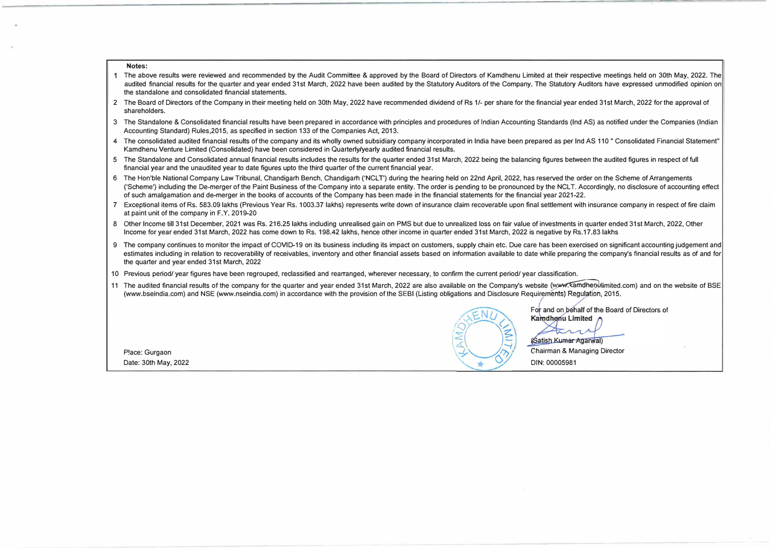**Notes:**

1. The above results were reviewed and recommended by the Audit Committee & approved by the Board of Directors of Kamdhenu Limited at their respective meetings held on 30th May, 2022. The audited financial results for the quarter and year ended 31st March, 2022 have been audited by the Statutory Auditors of the Company. The Statutory Auditors have expressed unmodified opinion on the standalone and consolidated financial statements.
2. The Board of Directors of the Company in their meeting held on 30th May, 2022 have recommended dividend of Rs 1/- per share for the financial year ended 31st March, 2022 for the approval of shareholders.
3. The Standalone & Consolidated financial results have been prepared in accordance with principles and procedures of Indian Accounting Standards (Ind AS) as notified under the Companies (Indian Accounting Standard) Rules,2015, as specified in section 133 of the Companies Act, 2013.
4. The consolidated audited financial results of the company and its wholly owned subsidiary company incorporated in India have been prepared as per Ind AS 110 " Consolidated Financial Statement" Kamdhenu Venture Limited (Consolidated) have been considered in Quarterly/yearly audited financial results.
5. The Standalone and Consolidated annual financial results includes the results for the quarter ended 31st March, 2022 being the balancing figures between the audited figures in respect of full financial year and the unaudited year to date figures upto the third quarter of the current financial year.
6. The Hon'ble National Company Law Tribunal, Chandigarh Bench, Chandigarh ('NCLT') during the hearing held on 22nd April, 2022, has reserved the order on the Scheme of Arrangements ('Scheme') including the De-merger of the Paint Business of the Company into a separate entity. The order is pending to be pronounced by the NCLT. Accordingly, no disclosure of accounting effect of such amalgamation and de-merger in the books of accounts of the Company has been made in the financial statements for the financial year 2021-22.
7. Exceptional items of Rs. 583.09 lakhs (Previous Year Rs. 1003.37 lakhs) represents write down of insurance claim recoverable upon final settlement with insurance company in respect of fire claim at paint unit of the company in F.Y. 2019-20
8. Other Income till 31st December, 2021 was Rs. 216.25 lakhs including unrealised gain on PMS but due to unrealized loss on fair value of investments in quarter ended 31st March, 2022, Other Income for year ended 31st March, 2022 has come down to Rs. 198.42 lakhs, hence other income in quarter ended 31st March, 2022 is negative by Rs.17.83 lakhs
9. The company continues to monitor the impact of COVID-19 on its business including its impact on customers, supply chain etc. Due care has been exercised on significant accounting judgement and estimates including in relation to recoverability of receivables, inventory and other financial assets based on information available to date while preparing the company's financial results as of and for the quarter and year ended 31st March, 2022
10. Previous period/ year figures have been regrouped, reclassified and rearranged, wherever necessary, to confirm the current period/ year classification.
11. The audited financial results of the company for the quarter and year ended 31st March, 2022 are also available on the Company's website (www.kamdhenulimited.com) and on the website of BSE (www.bseindia.com) and NSE (www.nseindia.com) in accordance with the provision of the SEBI (Listing obligations and Disclosure Requirements) Regulation, 2015.

For and on behalf of the Board of Directors of
**Kamdhenu Limited**

(Satish Kumar Agarwal)
Chairman & Managing Director
DIN: 00005981

Place: Gurgaon
Date: 30th May, 2022